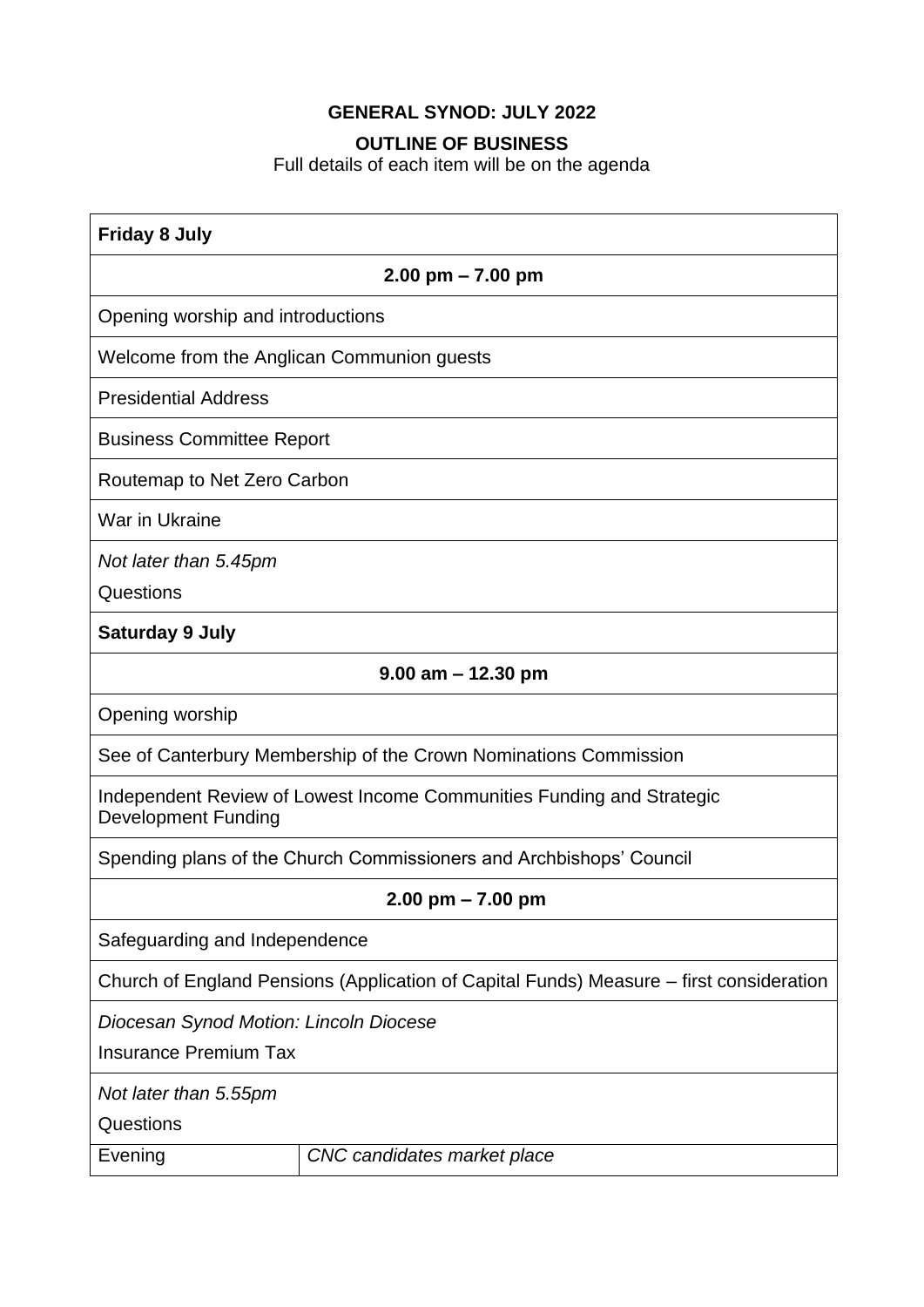**GENERAL SYNOD: JULY 2022**

**OUTLINE OF BUSINESS**

Full details of each item will be on the agenda

| **Friday 8 July** | |
|---|---|
| **2.00 pm – 7.00 pm** | |
| Opening worship and introductions | |
| Welcome from the Anglican Communion guests | |
| Presidential Address | |
| Business Committee Report | |
| Routemap to Net Zero Carbon | |
| War in Ukraine | |
| *Not later than 5.45pm*<br>Questions | |
| **Saturday 9 July** | |
| **9.00 am – 12.30 pm** | |
| Opening worship | |
| See of Canterbury Membership of the Crown Nominations Commission | |
| Independent Review of Lowest Income Communities Funding and Strategic Development Funding | |
| Spending plans of the Church Commissioners and Archbishops' Council | |
| **2.00 pm – 7.00 pm** | |
| Safeguarding and Independence | |
| Church of England Pensions (Application of Capital Funds) Measure – first consideration | |
| *Diocesan Synod Motion: Lincoln Diocese*<br>Insurance Premium Tax | |
| *Not later than 5.55pm*<br>Questions | |
| Evening | *CNC candidates market place* |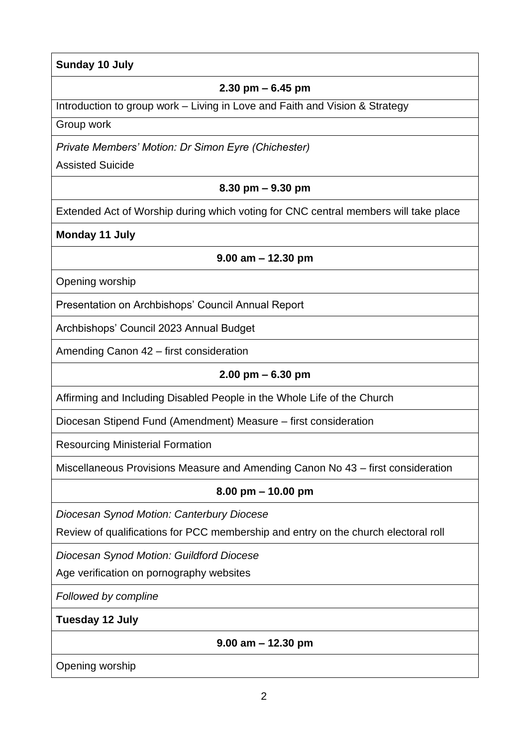| **Sunday 10 July** |
|---|
| **2.30 pm – 6.45 pm** |
| Introduction to group work – Living in Love and Faith and Vision & Strategy |
| Group work |
| *Private Members' Motion: Dr Simon Eyre (Chichester)*<br>Assisted Suicide |
| **8.30 pm – 9.30 pm** |
| Extended Act of Worship during which voting for CNC central members will take place |
| **Monday 11 July** |
| **9.00 am – 12.30 pm** |
| Opening worship |
| Presentation on Archbishops' Council Annual Report |
| Archbishops' Council 2023 Annual Budget |
| Amending Canon 42 – first consideration |
| **2.00 pm – 6.30 pm** |
| Affirming and Including Disabled People in the Whole Life of the Church |
| Diocesan Stipend Fund (Amendment) Measure – first consideration |
| Resourcing Ministerial Formation |
| Miscellaneous Provisions Measure and Amending Canon No 43 – first consideration |
| **8.00 pm – 10.00 pm** |
| *Diocesan Synod Motion: Canterbury Diocese*<br>Review of qualifications for PCC membership and entry on the church electoral roll |
| *Diocesan Synod Motion: Guildford Diocese*<br>Age verification on pornography websites |
| *Followed by compline* |
| **Tuesday 12 July** |
| **9.00 am – 12.30 pm** |
| Opening worship |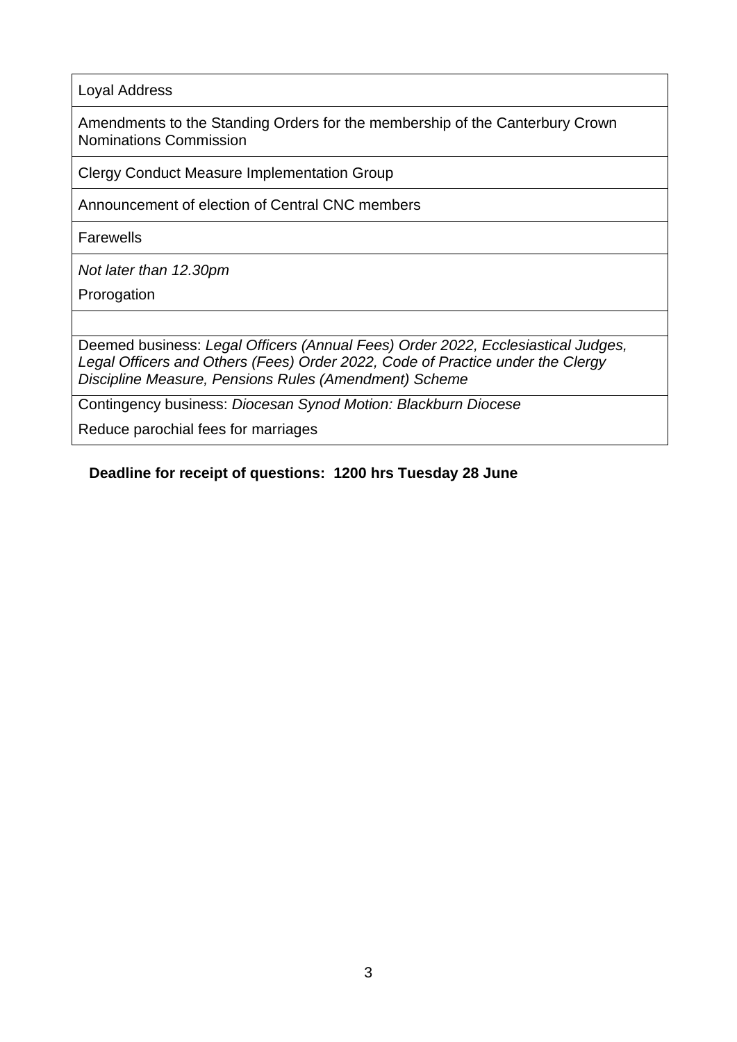| |
|---|
| Loyal Address |
| Amendments to the Standing Orders for the membership of the Canterbury Crown Nominations Commission |
| Clergy Conduct Measure Implementation Group |
| Announcement of election of Central CNC members |
| Farewells |
| *Not later than 12.30pm*<br>Prorogation |
| |
| Deemed business: *Legal Officers (Annual Fees) Order 2022, Ecclesiastical Judges, Legal Officers and Others (Fees) Order 2022, Code of Practice under the Clergy Discipline Measure, Pensions Rules (Amendment) Scheme* |
| Contingency business: *Diocesan Synod Motion: Blackburn Diocese*<br>Reduce parochial fees for marriages |

**Deadline for receipt of questions: 1200 hrs Tuesday 28 June**